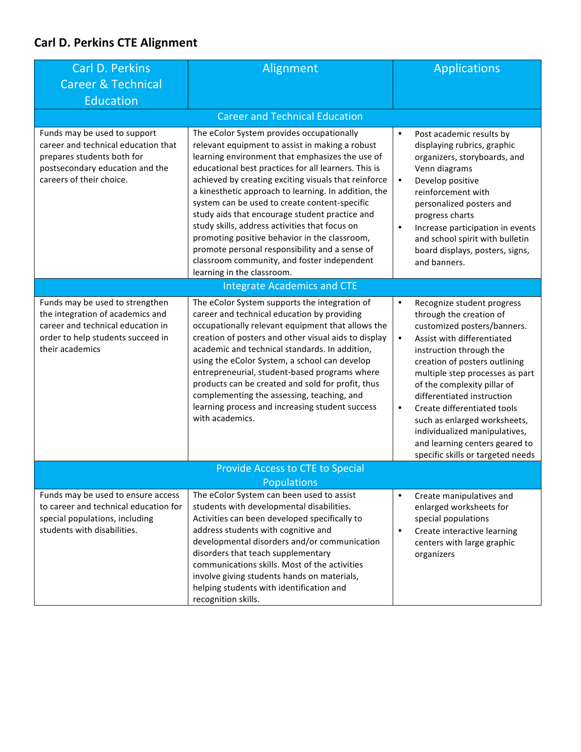## Carl D. Perkins CTE Alignment

| Carl D. Perkins Career & Technical Education | Alignment | Applications |
|---|---|---|
| **Career and Technical Education** | | |
| Funds may be used to support career and technical education that prepares students both for postsecondary education and the careers of their choice. | The eColor System provides occupationally relevant equipment to assist in making a robust learning environment that emphasizes the use of educational best practices for all learners. This is achieved by creating exciting visuals that reinforce a kinesthetic approach to learning. In addition, the system can be used to create content-specific study aids that encourage student practice and study skills, address activities that focus on promoting positive behavior in the classroom, promote personal responsibility and a sense of classroom community, and foster independent learning in the classroom. | • Post academic results by displaying rubrics, graphic organizers, storyboards, and Venn diagrams<br>• Develop positive reinforcement with personalized posters and progress charts<br>• Increase participation in events and school spirit with bulletin board displays, posters, signs, and banners. |
| **Integrate Academics and CTE** | | |
| Funds may be used to strengthen the integration of academics and career and technical education in order to help students succeed in their academics | The eColor System supports the integration of career and technical education by providing occupationally relevant equipment that allows the creation of posters and other visual aids to display academic and technical standards. In addition, using the eColor System, a school can develop entrepreneurial, student-based programs where products can be created and sold for profit, thus complementing the assessing, teaching, and learning process and increasing student success with academics. | • Recognize student progress through the creation of customized posters/banners.<br>• Assist with differentiated instruction through the creation of posters outlining multiple step processes as part of the complexity pillar of differentiated instruction<br>• Create differentiated tools such as enlarged worksheets, individualized manipulatives, and learning centers geared to specific skills or targeted needs |
| **Provide Access to CTE to Special Populations** | | |
| Funds may be used to ensure access to career and technical education for special populations, including students with disabilities. | The eColor System can been used to assist students with developmental disabilities. Activities can been developed specifically to address students with cognitive and developmental disorders and/or communication disorders that teach supplementary communications skills. Most of the activities involve giving students hands on materials, helping students with identification and recognition skills. | • Create manipulatives and enlarged worksheets for special populations<br>• Create interactive learning centers with large graphic organizers |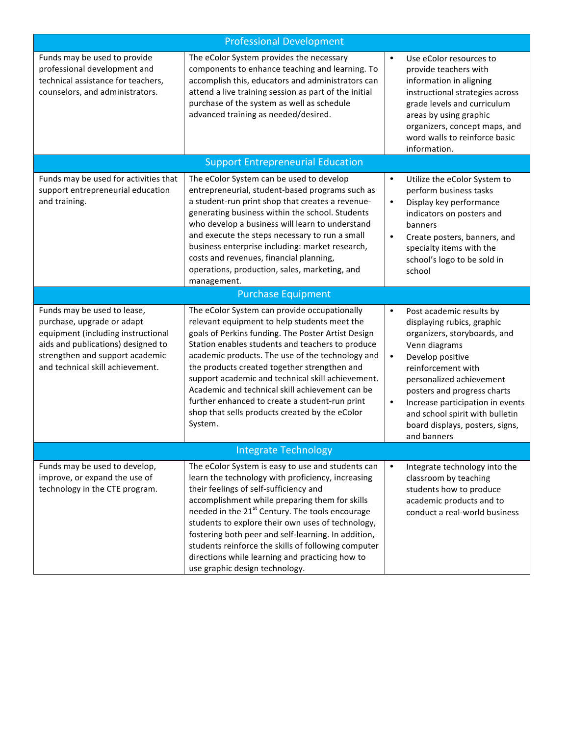| Professional Development | | |
|---|---|---|
| Funds may be used to provide professional development and technical assistance for teachers, counselors, and administrators. | The eColor System provides the necessary components to enhance teaching and learning. To accomplish this, educators and administrators can attend a live training session as part of the initial purchase of the system as well as schedule advanced training as needed/desired. | • Use eColor resources to provide teachers with information in aligning instructional strategies across grade levels and curriculum areas by using graphic organizers, concept maps, and word walls to reinforce basic information. |
| **Support Entrepreneurial Education** | | |
| Funds may be used for activities that support entrepreneurial education and training. | The eColor System can be used to develop entrepreneurial, student-based programs such as a student-run print shop that creates a revenue-generating business within the school. Students who develop a business will learn to understand and execute the steps necessary to run a small business enterprise including: market research, costs and revenues, financial planning, operations, production, sales, marketing, and management. | • Utilize the eColor System to perform business tasks<br>• Display key performance indicators on posters and banners<br>• Create posters, banners, and specialty items with the school's logo to be sold in school |
| **Purchase Equipment** | | |
| Funds may be used to lease, purchase, upgrade or adapt equipment (including instructional aids and publications) designed to strengthen and support academic and technical skill achievement. | The eColor System can provide occupationally relevant equipment to help students meet the goals of Perkins funding. The Poster Artist Design Station enables students and teachers to produce academic products. The use of the technology and the products created together strengthen and support academic and technical skill achievement. Academic and technical skill achievement can be further enhanced to create a student-run print shop that sells products created by the eColor System. | • Post academic results by displaying rubics, graphic organizers, storyboards, and Venn diagrams<br>• Develop positive reinforcement with personalized achievement posters and progress charts<br>• Increase participation in events and school spirit with bulletin board displays, posters, signs, and banners |
| **Integrate Technology** | | |
| Funds may be used to develop, improve, or expand the use of technology in the CTE program. | The eColor System is easy to use and students can learn the technology with proficiency, increasing their feelings of self-sufficiency and accomplishment while preparing them for skills needed in the 21st Century. The tools encourage students to explore their own uses of technology, fostering both peer and self-learning. In addition, students reinforce the skills of following computer directions while learning and practicing how to use graphic design technology. | • Integrate technology into the classroom by teaching students how to produce academic products and to conduct a real-world business |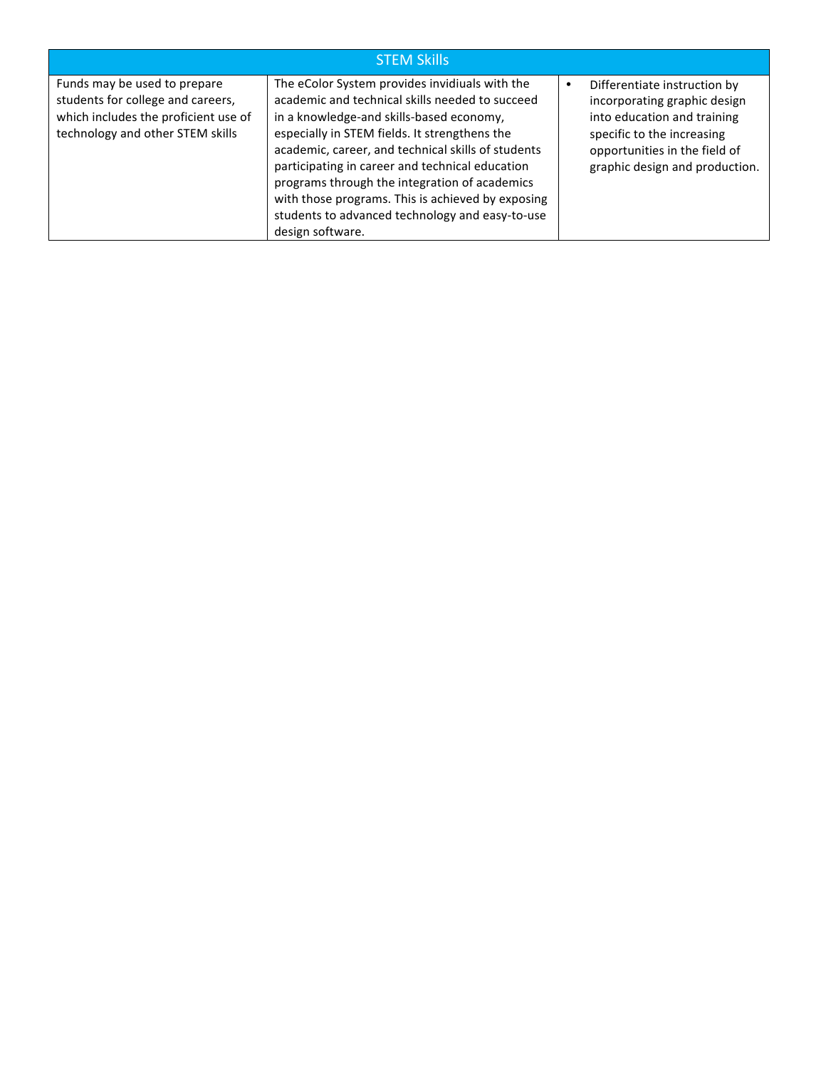| STEM Skills | | |
|---|---|---|
| Funds may be used to prepare students for college and careers, which includes the proficient use of technology and other STEM skills | The eColor System provides invidiuals with the academic and technical skills needed to succeed in a knowledge-and skills-based economy, especially in STEM fields. It strengthens the academic, career, and technical skills of students participating in career and technical education programs through the integration of academics with those programs. This is achieved by exposing students to advanced technology and easy-to-use design software. | • Differentiate instruction by incorporating graphic design into education and training specific to the increasing opportunities in the field of graphic design and production. |